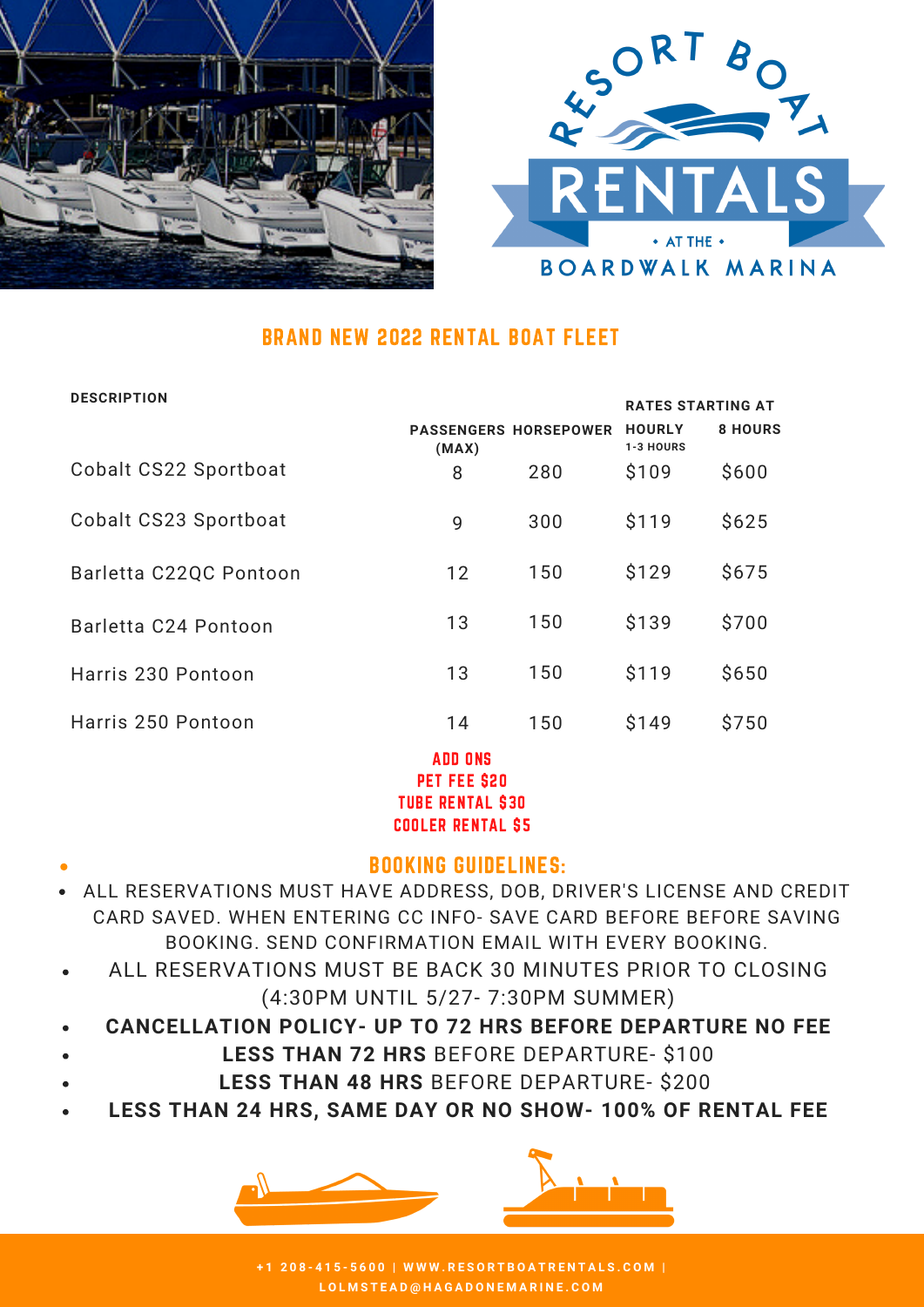RESORT BOAT RENTALS • AT THE • BOARDWALK MARINA

## BRAND NEW 2022 RENTAL BOAT FLEET

| DESCRIPTION | PASSENGERS (MAX) | HORSEPOWER | RATES STARTING AT HOURLY 1-3 HOURS | 8 HOURS |
|---|---|---|---|---|
| Cobalt CS22 Sportboat | 8 | 280 | $109 | $600 |
| Cobalt CS23 Sportboat | 9 | 300 | $119 | $625 |
| Barletta C22QC Pontoon | 12 | 150 | $129 | $675 |
| Barletta C24 Pontoon | 13 | 150 | $139 | $700 |
| Harris 230 Pontoon | 13 | 150 | $119 | $650 |
| Harris 250 Pontoon | 14 | 150 | $149 | $750 |

**ADD ONS**
**PET FEE $20**
**TUBE RENTAL $30**
**COOLER RENTAL $5**

### BOOKING GUIDELINES:

- ALL RESERVATIONS MUST HAVE ADDRESS, DOB, DRIVER'S LICENSE AND CREDIT CARD SAVED. WHEN ENTERING CC INFO- SAVE CARD BEFORE BEFORE SAVING BOOKING. SEND CONFIRMATION EMAIL WITH EVERY BOOKING.
- ALL RESERVATIONS MUST BE BACK 30 MINUTES PRIOR TO CLOSING (4:30PM UNTIL 5/27- 7:30PM SUMMER)
- **CANCELLATION POLICY- UP TO 72 HRS BEFORE DEPARTURE NO FEE**
- **LESS THAN 72 HRS** BEFORE DEPARTURE- $100
- **LESS THAN 48 HRS** BEFORE DEPARTURE- $200
- **LESS THAN 24 HRS, SAME DAY OR NO SHOW- 100% OF RENTAL FEE**

+1 208-415-5600 | WWW.RESORTBOATRENTALS.COM | LOLMSTEAD@HAGADONEMARINE.COM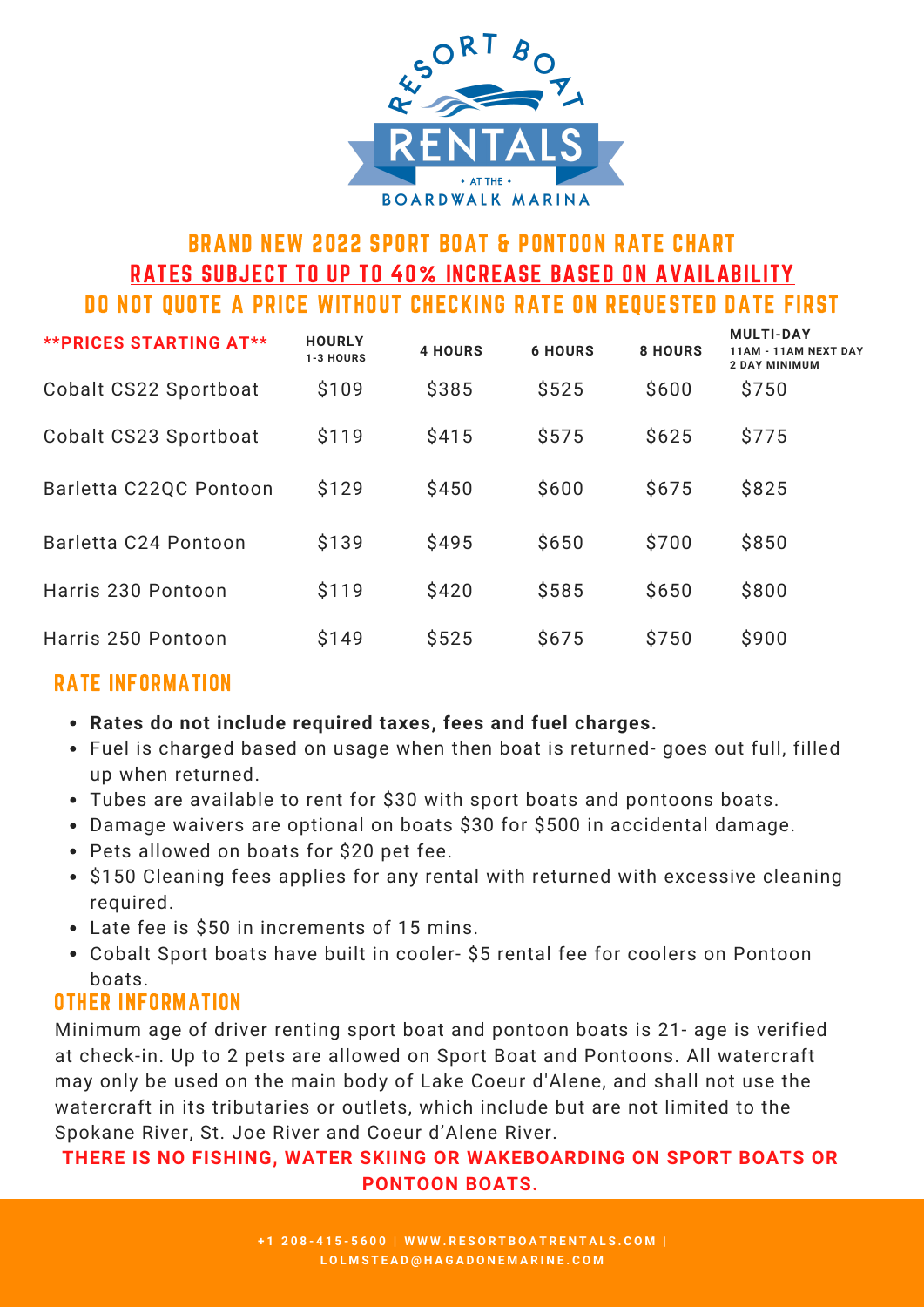# RESORT BOAT RENTALS AT THE BOARDWALK MARINA

## BRAND NEW 2022 SPORT BOAT & PONTOON RATE CHART

**RATES SUBJECT TO UP TO 40% INCREASE BASED ON AVAILABILITY**

**DO NOT QUOTE A PRICE WITHOUT CHECKING RATE ON REQUESTED DATE FIRST**

| **PRICES STARTING AT** | HOURLY 1-3 HOURS | 4 HOURS | 6 HOURS | 8 HOURS | MULTI-DAY 11AM - 11AM NEXT DAY 2 DAY MINIMUM |
|---|---|---|---|---|---|
| Cobalt CS22 Sportboat | $109 | $385 | $525 | $600 | $750 |
| Cobalt CS23 Sportboat | $119 | $415 | $575 | $625 | $775 |
| Barletta C22QC Pontoon | $129 | $450 | $600 | $675 | $825 |
| Barletta C24 Pontoon | $139 | $495 | $650 | $700 | $850 |
| Harris 230 Pontoon | $119 | $420 | $585 | $650 | $800 |
| Harris 250 Pontoon | $149 | $525 | $675 | $750 | $900 |

## RATE INFORMATION

- **Rates do not include required taxes, fees and fuel charges.**
- Fuel is charged based on usage when then boat is returned- goes out full, filled up when returned.
- Tubes are available to rent for $30 with sport boats and pontoons boats.
- Damage waivers are optional on boats $30 for $500 in accidental damage.
- Pets allowed on boats for $20 pet fee.
- $150 Cleaning fees applies for any rental with returned with excessive cleaning required.
- Late fee is $50 in increments of 15 mins.
- Cobalt Sport boats have built in cooler- $5 rental fee for coolers on Pontoon boats.

## OTHER INFORMATION

Minimum age of driver renting sport boat and pontoon boats is 21- age is verified at check-in. Up to 2 pets are allowed on Sport Boat and Pontoons. All watercraft may only be used on the main body of Lake Coeur d'Alene, and shall not use the watercraft in its tributaries or outlets, which include but are not limited to the Spokane River, St. Joe River and Coeur d'Alene River.

**THERE IS NO FISHING, WATER SKIING OR WAKEBOARDING ON SPORT BOATS OR PONTOON BOATS.**

+1 208-415-5600 | WWW.RESORTBOATRENTALS.COM | LOLMSTEAD@HAGADONEMARINE.COM